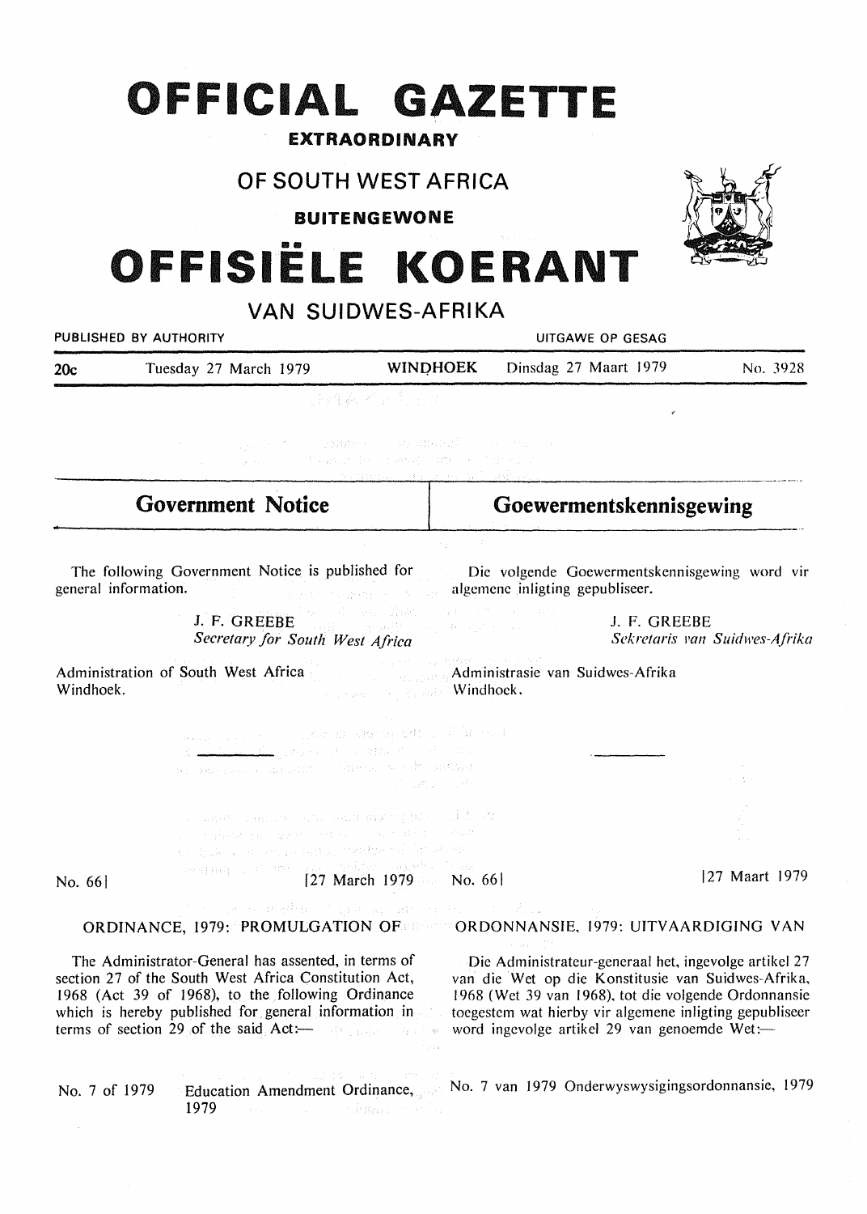# OFFICIAL GAZETTE

**EXTRAORDINARY**

## OF SOUTH WEST AFRICA

**BUITENGEWONE**

# OFFISIËLE KOERANT

## VAN SUIDWES-AFRIKA

PUBLISHED BY AUTHORITY — UITGAWE OP GESAG

20c — Tuesday 27 March 1979 — WINDHOEK — Dinsdag 27 Maart 1979 — No. 3928

## Government Notice

The following Government Notice is published for general information.

J. F. GREEBE
*Secretary for South West Africa*

Administration of South West Africa
Windhoek.

No. 66 | 27 March 1979

ORDINANCE, 1979: PROMULGATION OF

The Administrator-General has assented, in terms of section 27 of the South West Africa Constitution Act, 1968 (Act 39 of 1968), to the following Ordinance which is hereby published for general information in terms of section 29 of the said Act:—

No. 7 of 1979 Education Amendment Ordinance, 1979

## Goewermentskennisgewing

Die volgende Goewermentskennisgewing word vir algemene inligting gepubliseer.

J. F. GREEBE
*Sekretaris van Suidwes-Afrika*

Administrasie van Suidwes-Afrika
Windhoek.

No. 66 | 27 Maart 1979

ORDONNANSIE, 1979: UITVAARDIGING VAN

Die Administrateur-generaal het, ingevolge artikel 27 van die Wet op die Konstitusie van Suidwes-Afrika, 1968 (Wet 39 van 1968), tot die volgende Ordonnansie toegestem wat hierby vir algemene inligting gepubliseer word ingevolge artikel 29 van genoemde Wet:—

No. 7 van 1979 Onderwyswysigingsordonnansie, 1979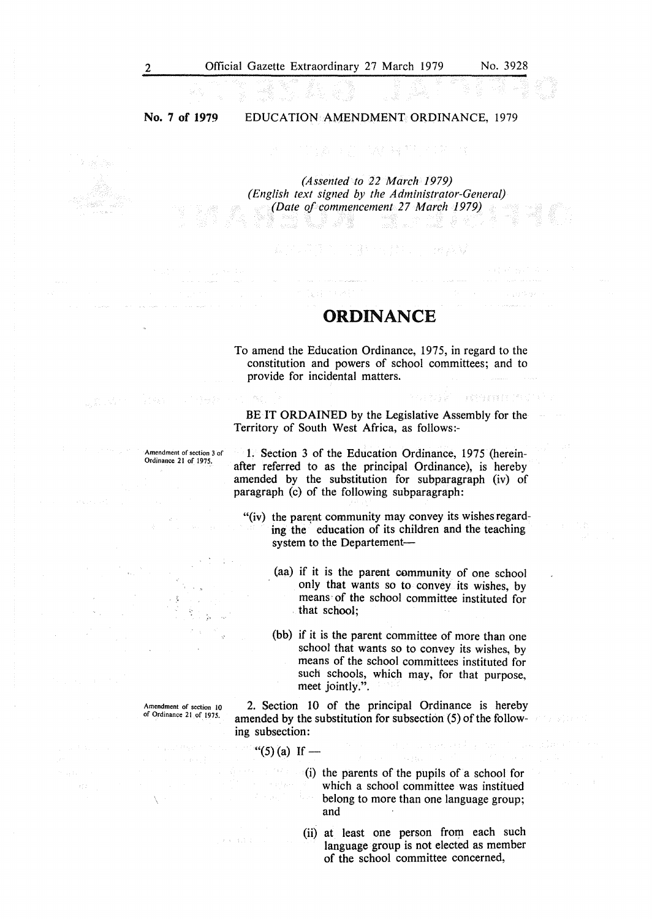**No. 7 of 1979** EDUCATION AMENDMENT ORDINANCE, 1979

*(Assented to 22 March 1979)*
*(English text signed by the Administrator-General)*
*(Date of commencement 27 March 1979)*

# ORDINANCE

To amend the Education Ordinance, 1975, in regard to the constitution and powers of school committees; and to provide for incidental matters.

BE IT ORDAINED by the Legislative Assembly for the Territory of South West Africa, as follows:-

Amendment of section 3 of Ordinance 21 of 1975.

1. Section 3 of the Education Ordinance, 1975 (hereinafter referred to as the principal Ordinance), is hereby amended by the substitution for subparagraph (iv) of paragraph (c) of the following subparagraph:

"(iv) the parent community may convey its wishes regarding the education of its children and the teaching system to the Departement—

(aa) if it is the parent community of one school only that wants so to convey its wishes, by means of the school committee instituted for that school;

(bb) if it is the parent committee of more than one school that wants so to convey its wishes, by means of the school committees instituted for such schools, which may, for that purpose, meet jointly.".

Amendment of section 10 of Ordinance 21 of 1975.

2. Section 10 of the principal Ordinance is hereby amended by the substitution for subsection (5) of the following subsection:

"(5) (a) If —

(i) the parents of the pupils of a school for which a school committee was institued belong to more than one language group; and

(ii) at least one person from each such language group is not elected as member of the school committee concerned,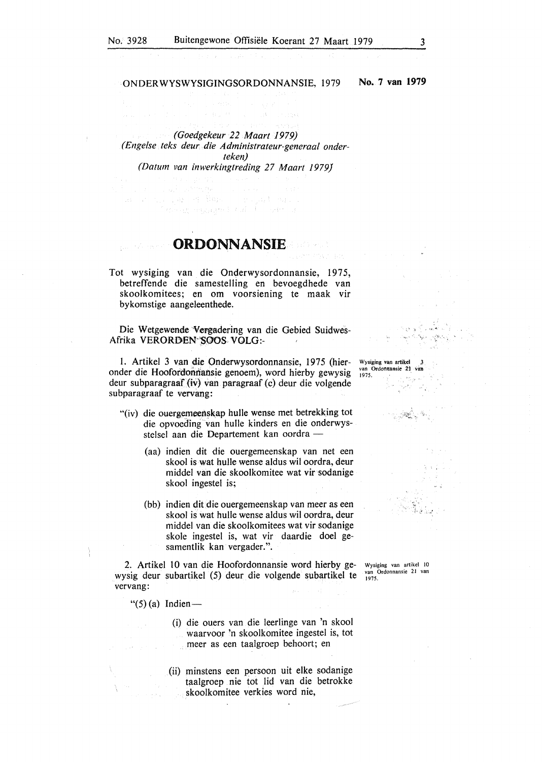**ONDERWYSWYSIGINGSORDONNANSIE, 1979** **No. 7 van 1979**

*(Goedgekeur 22 Maart 1979)*
*(Engelse teks deur die Administrateur-generaal onderteken)*
*(Datum van inwerkingtreding 27 Maart 1979)*

# ORDONNANSIE

Tot wysiging van die Onderwysordonnansie, 1975, betreffende die samestelling en bevoegdhede van skoolkomitees; en om voorsiening te maak vir bykomstige aangeleenthede.

Die Wetgewende Vergadering van die Gebied Suidwes-Afrika VERORDEN SOOS VOLG:-

*Wysiging van artikel 3 van Ordonnansie 21 van 1975.*

1. Artikel 3 van die Onderwysordonnansie, 1975 (hieronder die Hoofordonnansie genoem), word hierby gewysig deur subparagraaf (iv) van paragraaf (c) deur die volgende subparagraaf te vervang:

"(iv) die ouergemeenskap hulle wense met betrekking tot die opvoeding van hulle kinders en die onderwysstelsel aan die Departement kan oordra —

(aa) indien dit die ouergemeenskap van net een skool is wat hulle wense aldus wil oordra, deur middel van die skoolkomitee wat vir sodanige skool ingestel is;

(bb) indien dit die ouergemeenskap van meer as een skool is wat hulle wense aldus wil oordra, deur middel van die skoolkomitees wat vir sodanige skole ingestel is, wat vir daardie doel gesamentlik kan vergader.".

*Wysiging van artikel 10 van Ordonnansie 21 van 1975.*

2. Artikel 10 van die Hoofordonnansie word hierby gewysig deur subartikel (5) deur die volgende subartikel te vervang:

"(5) (a) Indien—

(i) die ouers van die leerlinge van 'n skool waarvoor 'n skoolkomitee ingestel is, tot meer as een taalgroep behoort; en

(ii) minstens een persoon uit elke sodanige taalgroep nie tot lid van die betrokke skoolkomitee verkies word nie,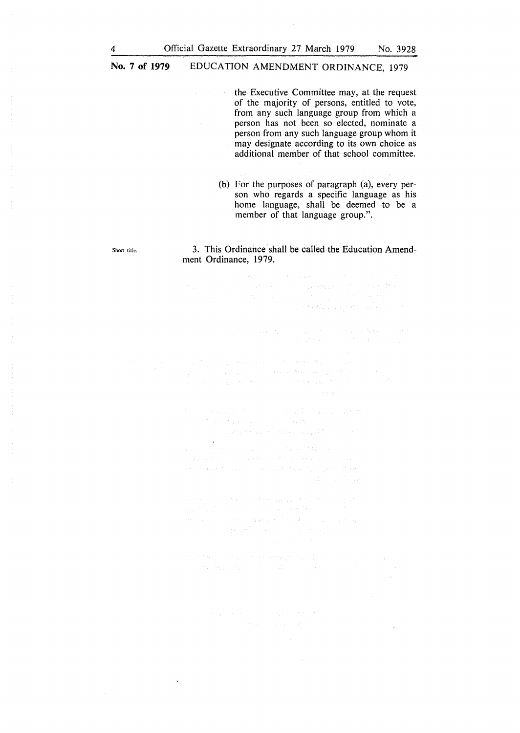the Executive Committee may, at the request of the majority of persons, entitled to vote, from any such language group from which a person has not been so elected, nominate a person from any such language group whom it may designate according to its own choice as additional member of that school committee.

(b) For the purposes of paragraph (a), every person who regards a specific language as his home language, shall be deemed to be a member of that language group.".

Short title.

3. This Ordinance shall be called the Education Amendment Ordinance, 1979.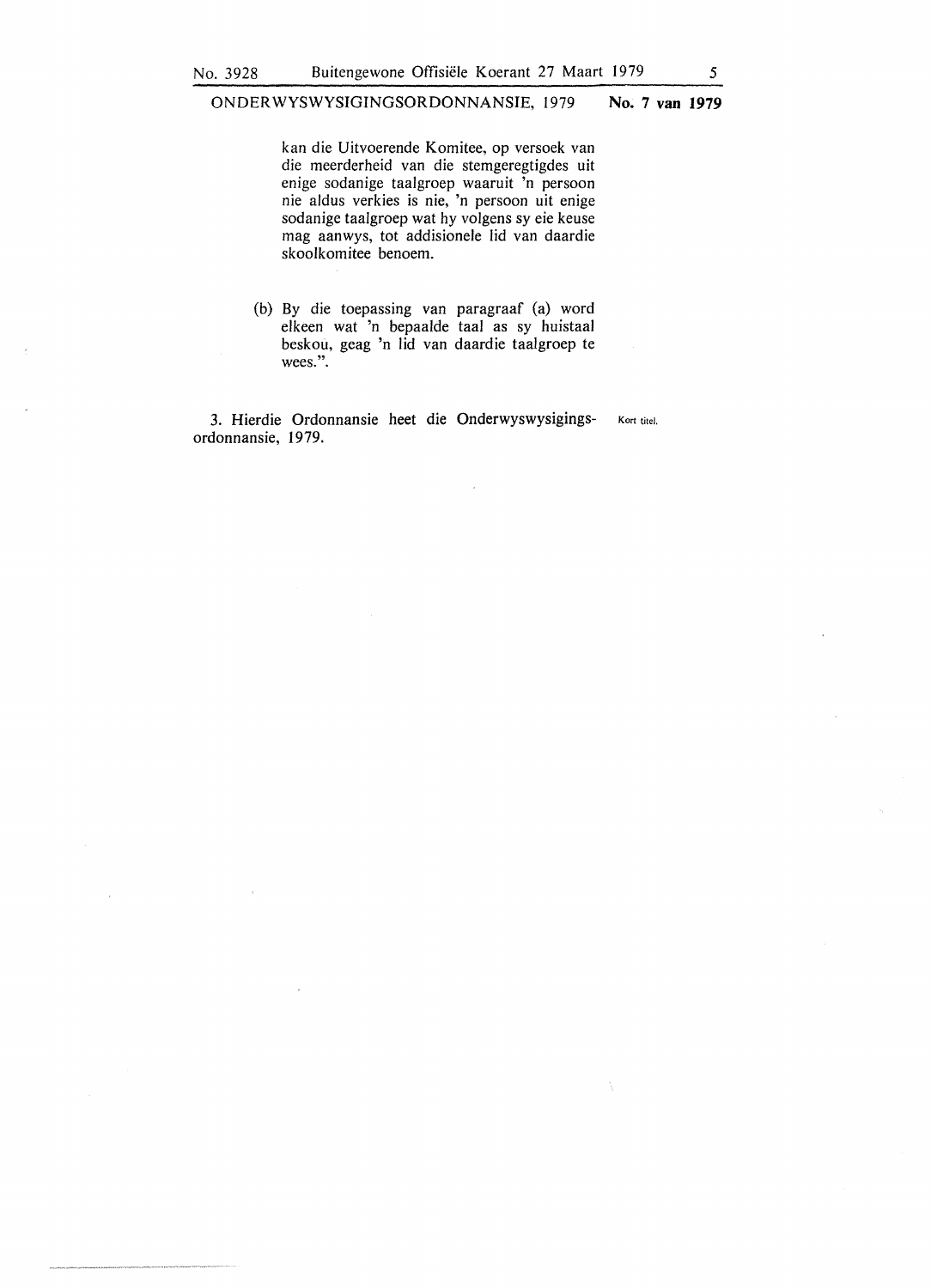kan die Uitvoerende Komitee, op versoek van die meerderheid van die stemgeregtigdes uit enige sodanige taalgroep waaruit 'n persoon nie aldus verkies is nie, 'n persoon uit enige sodanige taalgroep wat hy volgens sy eie keuse mag aanwys, tot addisionele lid van daardie skoolkomitee benoem.

(b) By die toepassing van paragraaf (a) word elkeen wat 'n bepaalde taal as sy huistaal beskou, geag 'n lid van daardie taalgroep te wees.".

Kort titel.

3. Hierdie Ordonnansie heet die Onderwyswysigingsordonnansie, 1979.